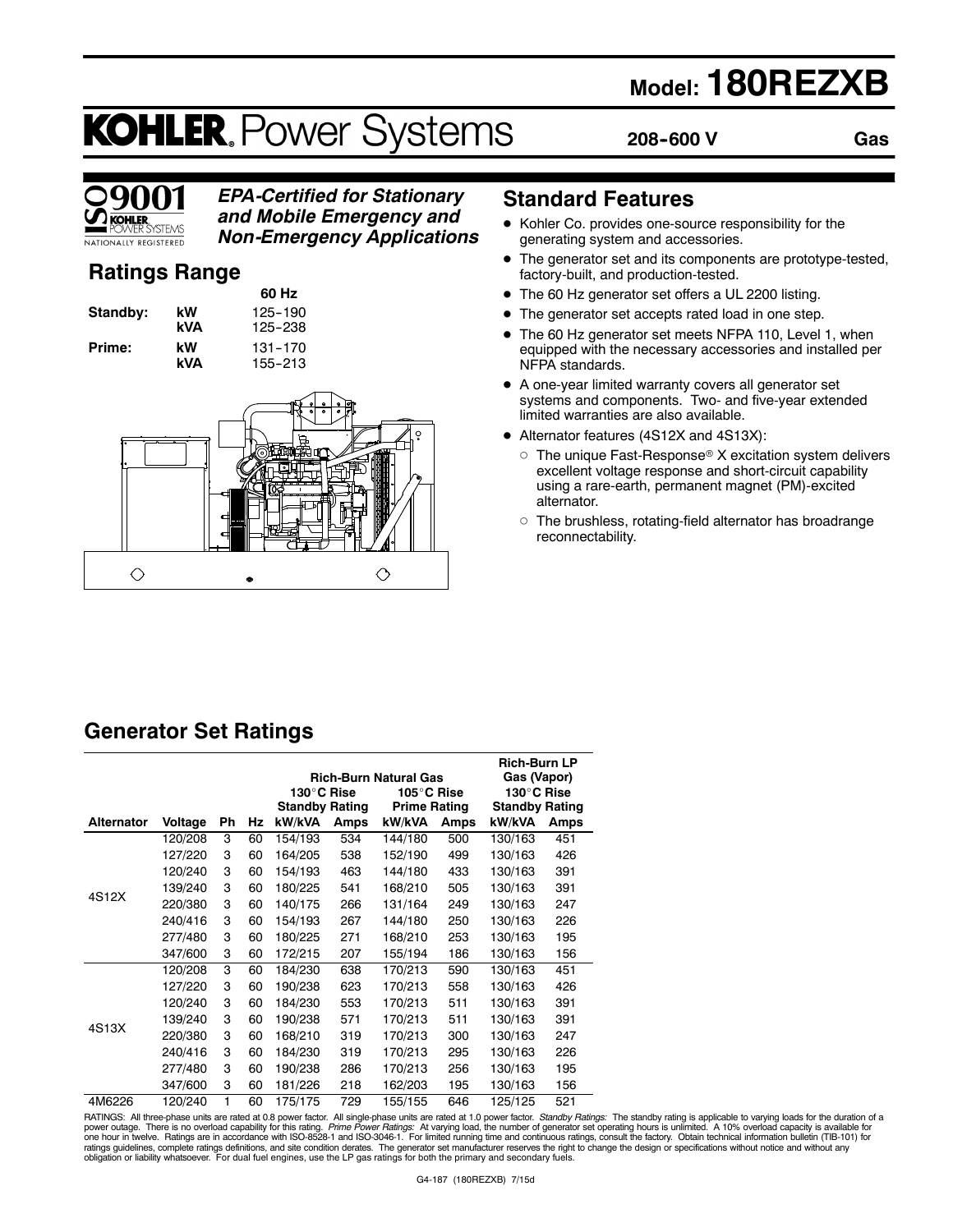# Model: 180REZXB

# KOHLER. Power Systems

**208-600 V** **Gas**

ISO 9001 KOHLER POWER SYSTEMS NATIONALLY REGISTERED

***EPA-Certified for Stationary and Mobile Emergency and Non-Emergency Applications***

## Ratings Range

| | | 60 Hz |
|---|---|---|
| **Standby:** | **kW** | 125-190 |
| | **kVA** | 125-238 |
| **Prime:** | **kW** | 131-170 |
| | **kVA** | 155-213 |

## Standard Features

- Kohler Co. provides one-source responsibility for the generating system and accessories.
- The generator set and its components are prototype-tested, factory-built, and production-tested.
- The 60 Hz generator set offers a UL 2200 listing.
- The generator set accepts rated load in one step.
- The 60 Hz generator set meets NFPA 110, Level 1, when equipped with the necessary accessories and installed per NFPA standards.
- A one-year limited warranty covers all generator set systems and components. Two- and five-year extended limited warranties are also available.
- Alternator features (4S12X and 4S13X):
  - The unique Fast-Response® X excitation system delivers excellent voltage response and short-circuit capability using a rare-earth, permanent magnet (PM)-excited alternator.
  - The brushless, rotating-field alternator has broadrange reconnectability.

## Generator Set Ratings

| | | | | Rich-Burn Natural Gas | | | | Rich-Burn LP Gas (Vapor) | |
|---|---|---|---|---|---|---|---|---|---|
| | | | | 130°C Rise Standby Rating | | 105°C Rise Prime Rating | | 130°C Rise Standby Rating | |
| **Alternator** | **Voltage** | **Ph** | **Hz** | **kW/kVA** | **Amps** | **kW/kVA** | **Amps** | **kW/kVA** | **Amps** |
| 4S12X | 120/208 | 3 | 60 | 154/193 | 534 | 144/180 | 500 | 130/163 | 451 |
| | 127/220 | 3 | 60 | 164/205 | 538 | 152/190 | 499 | 130/163 | 426 |
| | 120/240 | 3 | 60 | 154/193 | 463 | 144/180 | 433 | 130/163 | 391 |
| | 139/240 | 3 | 60 | 180/225 | 541 | 168/210 | 505 | 130/163 | 391 |
| | 220/380 | 3 | 60 | 140/175 | 266 | 131/164 | 249 | 130/163 | 247 |
| | 240/416 | 3 | 60 | 154/193 | 267 | 144/180 | 250 | 130/163 | 226 |
| | 277/480 | 3 | 60 | 180/225 | 271 | 168/210 | 253 | 130/163 | 195 |
| | 347/600 | 3 | 60 | 172/215 | 207 | 155/194 | 186 | 130/163 | 156 |
| 4S13X | 120/208 | 3 | 60 | 184/230 | 638 | 170/213 | 590 | 130/163 | 451 |
| | 127/220 | 3 | 60 | 190/238 | 623 | 170/213 | 558 | 130/163 | 426 |
| | 120/240 | 3 | 60 | 184/230 | 553 | 170/213 | 511 | 130/163 | 391 |
| | 139/240 | 3 | 60 | 190/238 | 571 | 170/213 | 511 | 130/163 | 391 |
| | 220/380 | 3 | 60 | 168/210 | 319 | 170/213 | 300 | 130/163 | 247 |
| | 240/416 | 3 | 60 | 184/230 | 319 | 170/213 | 295 | 130/163 | 226 |
| | 277/480 | 3 | 60 | 190/238 | 286 | 170/213 | 256 | 130/163 | 195 |
| | 347/600 | 3 | 60 | 181/226 | 218 | 162/203 | 195 | 130/163 | 156 |
| 4M6226 | 120/240 | 1 | 60 | 175/175 | 729 | 155/155 | 646 | 125/125 | 521 |

RATINGS: All three-phase units are rated at 0.8 power factor. All single-phase units are rated at 1.0 power factor. *Standby Ratings:* The standby rating is applicable to varying loads for the duration of a power outage. There is no overload capability for this rating. *Prime Power Ratings:* At varying load, the number of generator set operating hours is unlimited. A 10% overload capacity is available for one hour in twelve. Ratings are in accordance with ISO-8528-1 and ISO-3046-1. For limited running time and continuous ratings, consult the factory. Obtain technical information bulletin (TIB-101) for ratings guidelines, complete ratings definitions, and site condition derates. The generator set manufacturer reserves the right to change the design or specifications without notice and without any obligation or liability whatsoever. For dual fuel engines, use the LP gas ratings for both the primary and secondary fuels.

G4-187 (180REZXB) 7/15d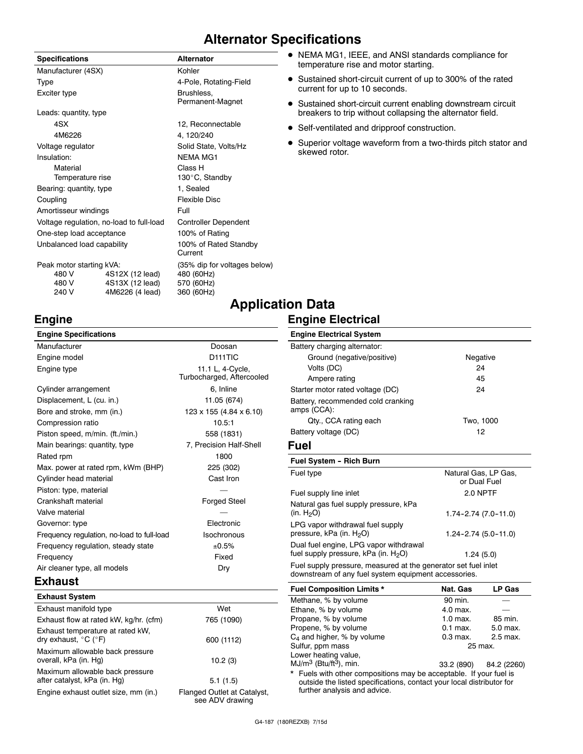# Alternator Specifications

| Specifications | | Alternator |
|---|---|---|
| Manufacturer (4SX) | | Kohler |
| Type | | 4-Pole, Rotating-Field |
| Exciter type | | Brushless, Permanent-Magnet |
| Leads: quantity, type | | |
| 4SX | | 12, Reconnectable |
| 4M6226 | | 4, 120/240 |
| Voltage regulator | | Solid State, Volts/Hz |
| Insulation: | | NEMA MG1 |
| Material | | Class H |
| Temperature rise | | 130°C, Standby |
| Bearing: quantity, type | | 1, Sealed |
| Coupling | | Flexible Disc |
| Amortisseur windings | | Full |
| Voltage regulation, no-load to full-load | | Controller Dependent |
| One-step load acceptance | | 100% of Rating |
| Unbalanced load capability | | 100% of Rated Standby Current |
| Peak motor starting kVA: | | (35% dip for voltages below) |
| 480 V | 4S12X (12 lead) | 480 (60Hz) |
| 480 V | 4S13X (12 lead) | 570 (60Hz) |
| 240 V | 4M6226 (4 lead) | 360 (60Hz) |

- NEMA MG1, IEEE, and ANSI standards compliance for temperature rise and motor starting.
- Sustained short-circuit current of up to 300% of the rated current for up to 10 seconds.
- Sustained short-circuit current enabling downstream circuit breakers to trip without collapsing the alternator field.
- Self-ventilated and dripproof construction.
- Superior voltage waveform from a two-thirds pitch stator and skewed rotor.

# Application Data

## Engine

| Engine Specifications | |
|---|---|
| Manufacturer | Doosan |
| Engine model | D111TIC |
| Engine type | 11.1 L, 4-Cycle, Turbocharged, Aftercooled |
| Cylinder arrangement | 6, Inline |
| Displacement, L (cu. in.) | 11.05 (674) |
| Bore and stroke, mm (in.) | 123 x 155 (4.84 x 6.10) |
| Compression ratio | 10.5:1 |
| Piston speed, m/min. (ft./min.) | 558 (1831) |
| Main bearings: quantity, type | 7, Precision Half-Shell |
| Rated rpm | 1800 |
| Max. power at rated rpm, kWm (BHP) | 225 (302) |
| Cylinder head material | Cast Iron |
| Piston: type, material | — |
| Crankshaft material | Forged Steel |
| Valve material | — |
| Governor: type | Electronic |
| Frequency regulation, no-load to full-load | Isochronous |
| Frequency regulation, steady state | ±0.5% |
| Frequency | Fixed |
| Air cleaner type, all models | Dry |

## Exhaust

| Exhaust System | |
|---|---|
| Exhaust manifold type | Wet |
| Exhaust flow at rated kW, kg/hr. (cfm) | 765 (1090) |
| Exhaust temperature at rated kW, dry exhaust, °C (°F) | 600 (1112) |
| Maximum allowable back pressure overall, kPa (in. Hg) | 10.2 (3) |
| Maximum allowable back pressure after catalyst, kPa (in. Hg) | 5.1 (1.5) |
| Engine exhaust outlet size, mm (in.) | Flanged Outlet at Catalyst, see ADV drawing |

## Engine Electrical

| Engine Electrical System | |
|---|---|
| Battery charging alternator: | |
| Ground (negative/positive) | Negative |
| Volts (DC) | 24 |
| Ampere rating | 45 |
| Starter motor rated voltage (DC) | 24 |
| Battery, recommended cold cranking amps (CCA): | |
| Qty., CCA rating each | Two, 1000 |
| Battery voltage (DC) | 12 |

## Fuel

| Fuel System - Rich Burn | |
|---|---|
| Fuel type | Natural Gas, LP Gas, or Dual Fuel |
| Fuel supply line inlet | 2.0 NPTF |
| Natural gas fuel supply pressure, kPa (in. $H_2O$) | 1.74-2.74 (7.0-11.0) |
| LPG vapor withdrawal fuel supply pressure, kPa (in. $H_2O$) | 1.24-2.74 (5.0-11.0) |
| Dual fuel engine, LPG vapor withdrawal fuel supply pressure, kPa (in. $H_2O$) | 1.24 (5.0) |

Fuel supply pressure, measured at the generator set fuel inlet downstream of any fuel system equipment accessories.

| Fuel Composition Limits * | Nat. Gas | LP Gas |
|---|---|---|
| Methane, % by volume | 90 min. | — |
| Ethane, % by volume | 4.0 max. | — |
| Propane, % by volume | 1.0 max. | 85 min. |
| Propene, % by volume | 0.1 max. | 5.0 max. |
| $C_4$ and higher, % by volume | 0.3 max. | 2.5 max. |
| Sulfur, ppm mass | 25 max. | |
| Lower heating value, $MJ/m^3$ ($Btu/ft^3$), min. | 33.2 (890) | 84.2 (2260) |

\* Fuels with other compositions may be acceptable. If your fuel is outside the listed specifications, contact your local distributor for further analysis and advice.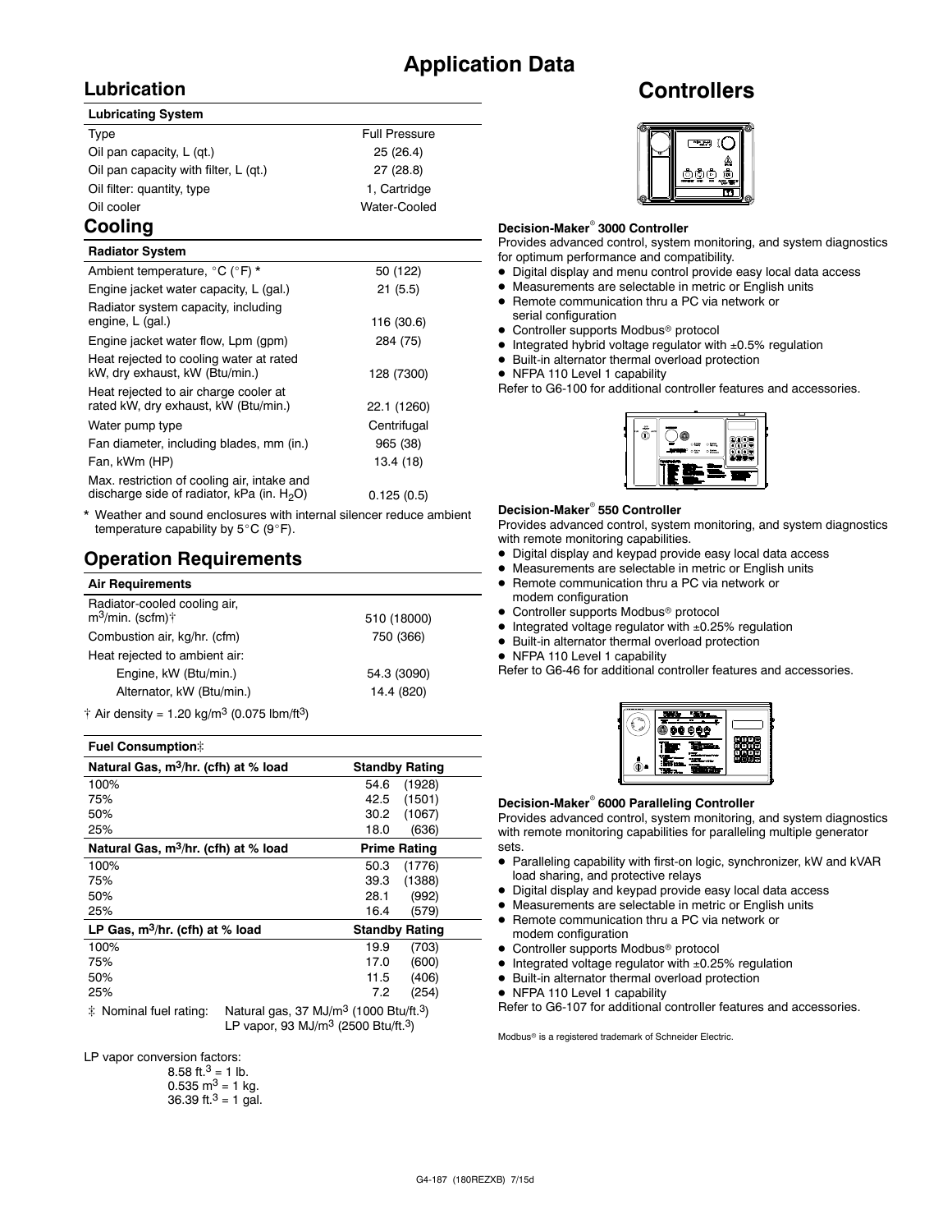# Application Data

## Lubrication

| Lubricating System | |
|---|---|
| Type | Full Pressure |
| Oil pan capacity, L (qt.) | 25 (26.4) |
| Oil pan capacity with filter, L (qt.) | 27 (28.8) |
| Oil filter: quantity, type | 1, Cartridge |
| Oil cooler | Water-Cooled |

## Cooling

| Radiator System | |
|---|---|
| Ambient temperature, °C (°F) * | 50 (122) |
| Engine jacket water capacity, L (gal.) | 21 (5.5) |
| Radiator system capacity, including engine, L (gal.) | 116 (30.6) |
| Engine jacket water flow, Lpm (gpm) | 284 (75) |
| Heat rejected to cooling water at rated kW, dry exhaust, kW (Btu/min.) | 128 (7300) |
| Heat rejected to air charge cooler at rated kW, dry exhaust, kW (Btu/min.) | 22.1 (1260) |
| Water pump type | Centrifugal |
| Fan diameter, including blades, mm (in.) | 965 (38) |
| Fan, kWm (HP) | 13.4 (18) |
| Max. restriction of cooling air, intake and discharge side of radiator, kPa (in. $H_2O$) | 0.125 (0.5) |

\* Weather and sound enclosures with internal silencer reduce ambient temperature capability by 5°C (9°F).

## Operation Requirements

| Air Requirements | |
|---|---|
| Radiator-cooled cooling air, $m^3$/min. (scfm)† | 510 (18000) |
| Combustion air, kg/hr. (cfm) | 750 (366) |
| Heat rejected to ambient air: | |
| Engine, kW (Btu/min.) | 54.3 (3090) |
| Alternator, kW (Btu/min.) | 14.4 (820) |

† Air density = 1.20 kg/$m^3$ (0.075 lbm/$ft^3$)

| Fuel Consumption‡ | |
|---|---|
| **Natural Gas, $m^3$/hr. (cfh) at % load** | **Standby Rating** |
| 100% | 54.6 (1928) |
| 75% | 42.5 (1501) |
| 50% | 30.2 (1067) |
| 25% | 18.0 (636) |
| **Natural Gas, $m^3$/hr. (cfh) at % load** | **Prime Rating** |
| 100% | 50.3 (1776) |
| 75% | 39.3 (1388) |
| 50% | 28.1 (992) |
| 25% | 16.4 (579) |
| **LP Gas, $m^3$/hr. (cfh) at % load** | **Standby Rating** |
| 100% | 19.9 (703) |
| 75% | 17.0 (600) |
| 50% | 11.5 (406) |
| 25% | 7.2 (254) |

‡ Nominal fuel rating: Natural gas, 37 MJ/$m^3$ (1000 Btu/$ft.^3$)
LP vapor, 93 MJ/$m^3$ (2500 Btu/$ft.^3$)

LP vapor conversion factors:
8.58 $ft.^3$ = 1 lb.
0.535 $m^3$ = 1 kg.
36.39 $ft.^3$ = 1 gal.

# Controllers

**Decision-Maker® 3000 Controller**

Provides advanced control, system monitoring, and system diagnostics for optimum performance and compatibility.

- Digital display and menu control provide easy local data access
- Measurements are selectable in metric or English units
- Remote communication thru a PC via network or serial configuration
- Controller supports Modbus® protocol
- Integrated hybrid voltage regulator with ±0.5% regulation
- Built-in alternator thermal overload protection
- NFPA 110 Level 1 capability

Refer to G6-100 for additional controller features and accessories.

**Decision-Maker® 550 Controller**

Provides advanced control, system monitoring, and system diagnostics with remote monitoring capabilities.

- Digital display and keypad provide easy local data access
- Measurements are selectable in metric or English units
- Remote communication thru a PC via network or modem configuration
- Controller supports Modbus® protocol
- Integrated voltage regulator with ±0.25% regulation
- Built-in alternator thermal overload protection
- NFPA 110 Level 1 capability

Refer to G6-46 for additional controller features and accessories.

**Decision-Maker® 6000 Paralleling Controller**

Provides advanced control, system monitoring, and system diagnostics with remote monitoring capabilities for paralleling multiple generator sets.

- Paralleling capability with first-on logic, synchronizer, kW and kVAR load sharing, and protective relays
- Digital display and keypad provide easy local data access
- Measurements are selectable in metric or English units
- Remote communication thru a PC via network or modem configuration
- Controller supports Modbus® protocol
- Integrated voltage regulator with ±0.25% regulation
- Built-in alternator thermal overload protection
- NFPA 110 Level 1 capability

Refer to G6-107 for additional controller features and accessories.

Modbus® is a registered trademark of Schneider Electric.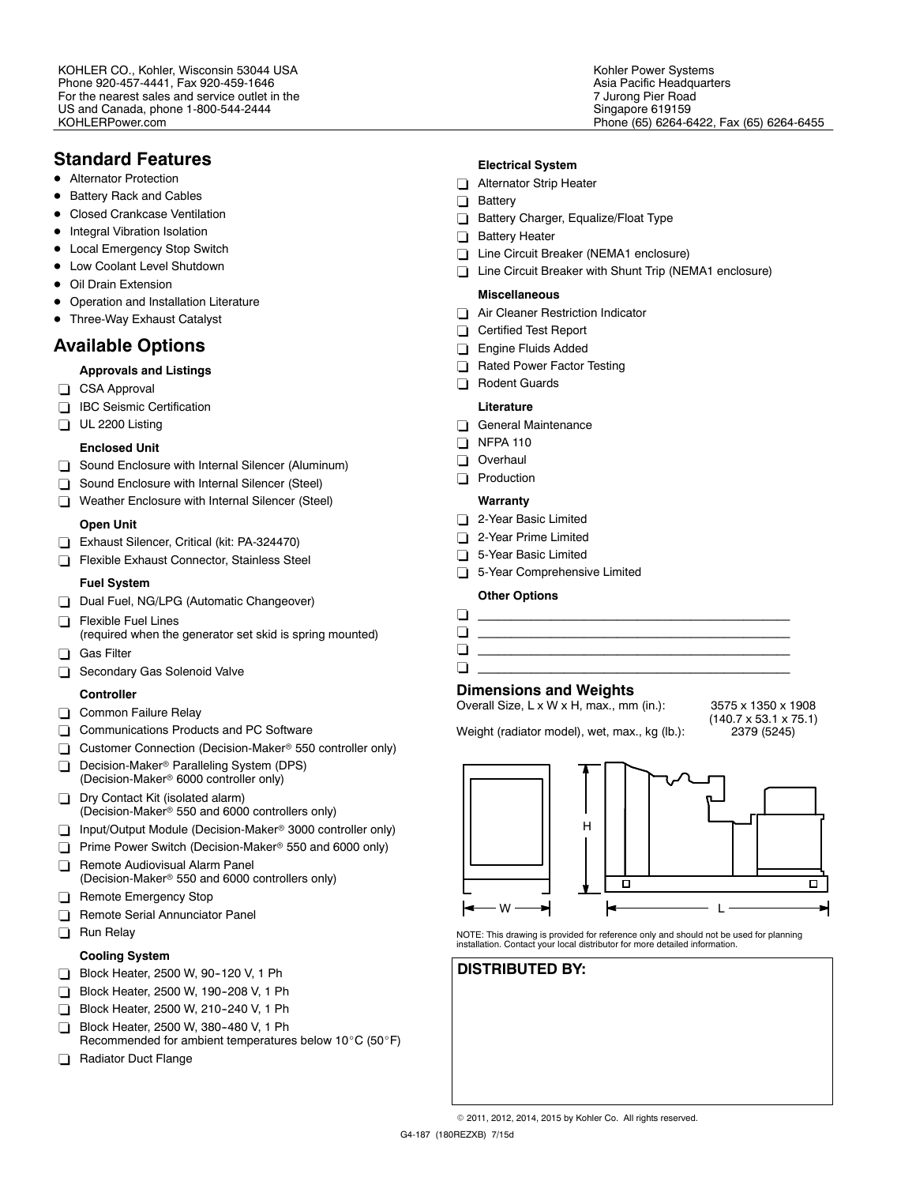KOHLER CO., Kohler, Wisconsin 53044 USA
Phone 920-457-4441, Fax 920-459-1646
For the nearest sales and service outlet in the US and Canada, phone 1-800-544-2444
KOHLERPower.com

Kohler Power Systems
Asia Pacific Headquarters
7 Jurong Pier Road
Singapore 619159
Phone (65) 6264-6422, Fax (65) 6264-6455

## Standard Features

- Alternator Protection
- Battery Rack and Cables
- Closed Crankcase Ventilation
- Integral Vibration Isolation
- Local Emergency Stop Switch
- Low Coolant Level Shutdown
- Oil Drain Extension
- Operation and Installation Literature
- Three-Way Exhaust Catalyst

## Available Options

### Approvals and Listings

- ❑ CSA Approval
- ❑ IBC Seismic Certification
- ❑ UL 2200 Listing

### Enclosed Unit

- ❑ Sound Enclosure with Internal Silencer (Aluminum)
- ❑ Sound Enclosure with Internal Silencer (Steel)
- ❑ Weather Enclosure with Internal Silencer (Steel)

### Open Unit

- ❑ Exhaust Silencer, Critical (kit: PA-324470)
- ❑ Flexible Exhaust Connector, Stainless Steel

### Fuel System

- ❑ Dual Fuel, NG/LPG (Automatic Changeover)
- ❑ Flexible Fuel Lines (required when the generator set skid is spring mounted)
- ❑ Gas Filter
- ❑ Secondary Gas Solenoid Valve

### Controller

- ❑ Common Failure Relay
- ❑ Communications Products and PC Software
- ❑ Customer Connection (Decision-Maker® 550 controller only)
- ❑ Decision-Maker® Paralleling System (DPS) (Decision-Maker® 6000 controller only)
- ❑ Dry Contact Kit (isolated alarm) (Decision-Maker® 550 and 6000 controllers only)
- ❑ Input/Output Module (Decision-Maker® 3000 controller only)
- ❑ Prime Power Switch (Decision-Maker® 550 and 6000 only)
- ❑ Remote Audiovisual Alarm Panel (Decision-Maker® 550 and 6000 controllers only)
- ❑ Remote Emergency Stop
- ❑ Remote Serial Annunciator Panel
- ❑ Run Relay

### Cooling System

- ❑ Block Heater, 2500 W, 90-120 V, 1 Ph
- ❑ Block Heater, 2500 W, 190-208 V, 1 Ph
- ❑ Block Heater, 2500 W, 210-240 V, 1 Ph
- ❑ Block Heater, 2500 W, 380-480 V, 1 Ph
  Recommended for ambient temperatures below 10°C (50°F)
- ❑ Radiator Duct Flange

### Electrical System

- ❑ Alternator Strip Heater
- ❑ Battery
- ❑ Battery Charger, Equalize/Float Type
- ❑ Battery Heater
- ❑ Line Circuit Breaker (NEMA1 enclosure)
- ❑ Line Circuit Breaker with Shunt Trip (NEMA1 enclosure)

### Miscellaneous

- ❑ Air Cleaner Restriction Indicator
- ❑ Certified Test Report
- ❑ Engine Fluids Added
- ❑ Rated Power Factor Testing
- ❑ Rodent Guards

### Literature

- ❑ General Maintenance
- ❑ NFPA 110
- ❑ Overhaul
- ❑ Production

### Warranty

- ❑ 2-Year Basic Limited
- ❑ 2-Year Prime Limited
- ❑ 5-Year Basic Limited
- ❑ 5-Year Comprehensive Limited

### Other Options

- ❑ ____________________________________________
- ❑ ____________________________________________
- ❑ ____________________________________________
- ❑ ____________________________________________

## Dimensions and Weights

Overall Size, L x W x H, max., mm (in.): 3575 x 1350 x 1908 (140.7 x 53.1 x 75.1)

Weight (radiator model), wet, max., kg (lb.): 2379 (5245)

H

W

L

NOTE: This drawing is provided for reference only and should not be used for planning installation. Contact your local distributor for more detailed information.

**DISTRIBUTED BY:**

© 2011, 2012, 2014, 2015 by Kohler Co. All rights reserved.

G4-187 (180REZXB) 7/15d